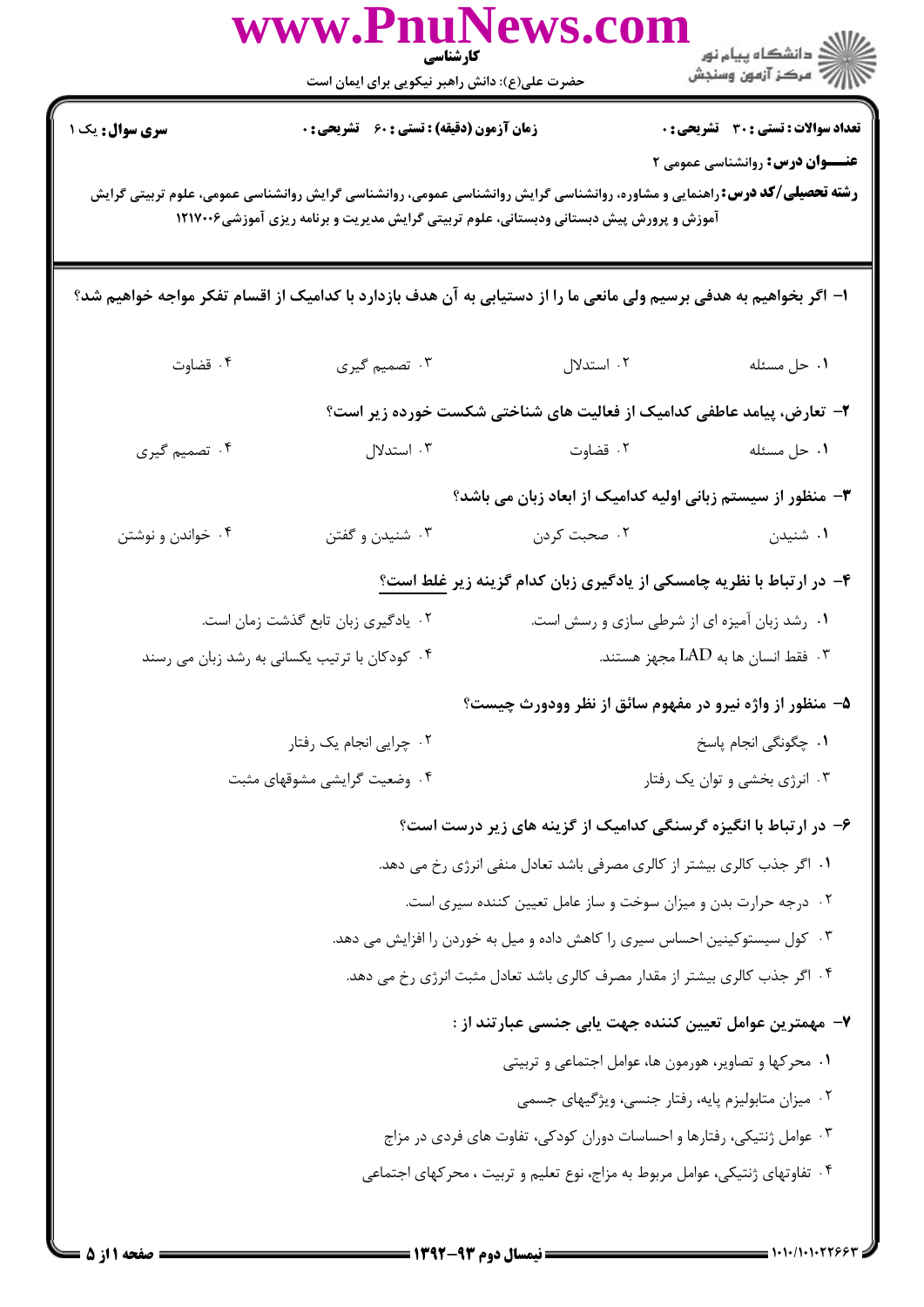کارشناسی

حضرت علی(ع): دانش راهبر نیکویی برای ایمان است

**سری سوال:** یک ۱ | **زمان آزمون (دقیقه):** تستی: ۶۰ تشریحی: ۰ | **تعداد سوالات:** تستی: ۳۰ تشریحی: ۰

**عنـــوان درس:** روانشناسی عمومی ۲

**رشته تحصیلی/کد درس:** راهنمایی و مشاوره، روانشناسی گرایش روانشناسی عمومی، روانشناسی گرایش روانشناسی عمومی، علوم تربیتی گرایش آموزش و پرورش پیش دبستانی ودبستانی، علوم تربیتی گرایش مدیریت و برنامه ریزی آموزشی۱۲۱۷۰۰۶

**۱- اگر بخواهیم به هدفی برسیم ولی مانعی ما را از دستیابی به آن هدف بازدارد با کدامیک از اقسام تفکر مواجه خواهیم شد؟**

۱. حل مسئله

۲. استدلال

۳. تصمیم گیری

۴. قضاوت

**۲- تعارض، پیامد عاطفی کدامیک از فعالیت های شناختی شکست خورده زیر است؟**

۱. حل مسئله

۲. قضاوت

۳. استدلال

۴. تصمیم گیری

**۳- منظور از سیستم زبانی اولیه کدامیک از ابعاد زبان می باشد؟**

۱. شنیدن

۲. صحبت کردن

۳. شنیدن و گفتن

۴. خواندن و نوشتن

**۴- در ارتباط با نظریه چامسکی از یادگیری زبان کدام گزینه زیر غلط است؟**

۱. رشد زبان آمیزه ای از شرطی سازی و رسش است.

۲. یادگیری زبان تابع گذشت زمان است.

۳. فقط انسان ها به LAD مجهز هستند.

۴. کودکان با ترتیب یکسانی به رشد زبان می رسند

**۵- منظور از واژه نیرو در مفهوم سائق از نظر وودورث چیست؟**

۱. چگونگی انجام پاسخ

۲. چرایی انجام یک رفتار

۳. انرژی بخشی و توان یک رفتار

۴. وضعیت گرایشی مشوقهای مثبت

**۶- در ارتباط با انگیزه گرسنگی کدامیک از گزینه های زیر درست است؟**

۱. اگر جذب کالری بیشتر از کالری مصرفی باشد تعادل منفی انرژی رخ می دهد.

۲. درجه حرارت بدن و میزان سوخت و ساز عامل تعیین کننده سیری است.

۳. کول سیستوکینین احساس سیری را کاهش داده و میل به خوردن را افزایش می دهد.

۴. اگر جذب کالری بیشتر از مقدار مصرف کالری باشد تعادل مثبت انرژی رخ می دهد.

**۷- مهمترین عوامل تعیین کننده جهت یابی جنسی عبارتند از :**

۱. محرکها و تصاویر، هورمون ها، عوامل اجتماعی و تربیتی

۲. میزان متابولیزم پایه، رفتار جنسی، ویژگیهای جسمی

۳. عوامل ژنتیکی، رفتارها و احساسات دوران کودکی، تفاوت های فردی در مزاج

۴. تفاوتهای ژنتیکی، عوامل مربوط به مزاج، نوع تعلیم و تربیت ، محرکهای اجتماعی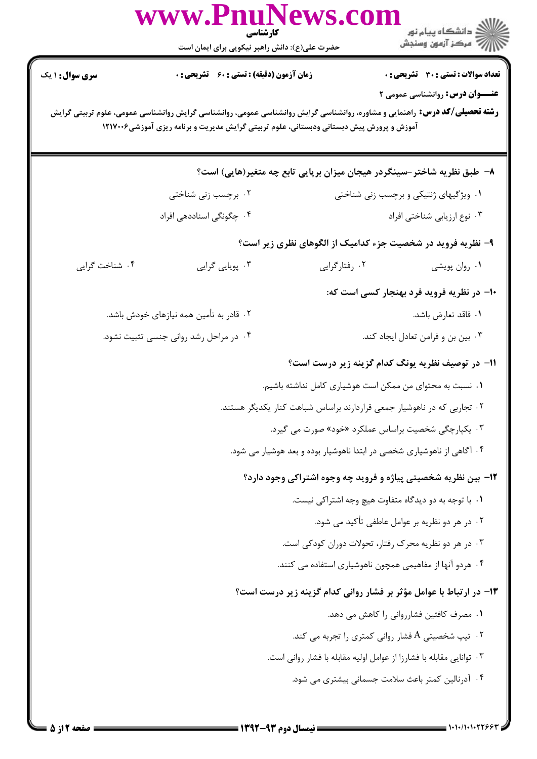**کارشناسی**

حضرت علی(ع): دانش راهبر نیکویی برای ایمان است

**سری سؤال:** ۱ یک

**زمان آزمون (دقیقه) : تستی : ۶۰  تشریحی : ۰**

**تعداد سوالات : تستی : ۳۰  تشریحی : ۰**

**عنـــوان درس:** روانشناسی عمومی ۲

**رشته تحصیلی/کد درس:** راهنمایی و مشاوره، روانشناسی گرایش روانشناسی عمومی، روانشناسی گرایش روانشناسی عمومی، علوم تربیتی گرایش آموزش و پرورش پیش دبستانی ودبستانی، علوم تربیتی گرایش مدیریت و برنامه ریزی آموزشی۱۲۱۷۰۰۶

**۸- طبق نظریه شاختر-سینگردر هیجان میزان برپایی تابع چه متغیر(هایی) است؟**

۱. ویژگیهای ژنتیکی و برچسب زنی شناختی

۲. برچسب زنی شناختی

۳. نوع ارزیابی شناختی افراد

۴. چگونگی اسناددهی افراد

**۹- نظریه فروید در شخصیت جزء کدامیک از الگوهای نظری زیر است؟**

۱. روان پویشی

۲. رفتارگرایی

۳. پویایی گرایی

۴. شناخت گرایی

**۱۰- در نظریه فروید فرد بهنجار کسی است که:**

۱. فاقد تعارض باشد.

۲. قادر به تأمین همه نیازهای خودش باشد.

۳. بین بن و فرامن تعادل ایجاد کند.

۴. در مراحل رشد روانی جنسی تثبیت نشود.

**۱۱- در توصیف نظریه یونگ کدام گزینه زیر درست است؟**

۱. نسبت به محتوای من ممکن است هوشیاری کامل نداشته باشیم.

۲. تجاربی که در ناهوشیار جمعی قراردارند براساس شباهت کنار یکدیگر هستند.

۳. یکپارچگی شخصیت براساس عملکرد «خود» صورت می گیرد.

۴. آگاهی از ناهوشیاری شخصی در ابتدا ناهوشیار بوده و بعد هوشیار می شود.

**۱۲- بین نظریه شخصیتی پیاژه و فروید چه وجوه اشتراکی وجود دارد؟**

۱. با توجه به دو دیدگاه متفاوت هیچ وجه اشتراکی نیست.

۲. در هر دو نظریه بر عوامل عاطفی تأکید می شود.

۳. در هر دو نظریه محرک رفتار، تحولات دوران کودکی است.

۴. هردو آنها از مفاهیمی همچون ناهوشیاری استفاده می کنند.

**۱۳- در ارتباط با عوامل مؤثر بر فشار روانی کدام گزینه زیر درست است؟**

۱. مصرف کافئین فشارروانی را کاهش می دهد.

۲. تیپ شخصیتی $A$ فشار روانی کمتری را تجربه می کند.

۳. توانایی مقابله با فشارزا از عوامل اولیه مقابله با فشار روانی است.

۴. آدرنالین کمتر باعث سلامت جسمانی بیشتری می شود.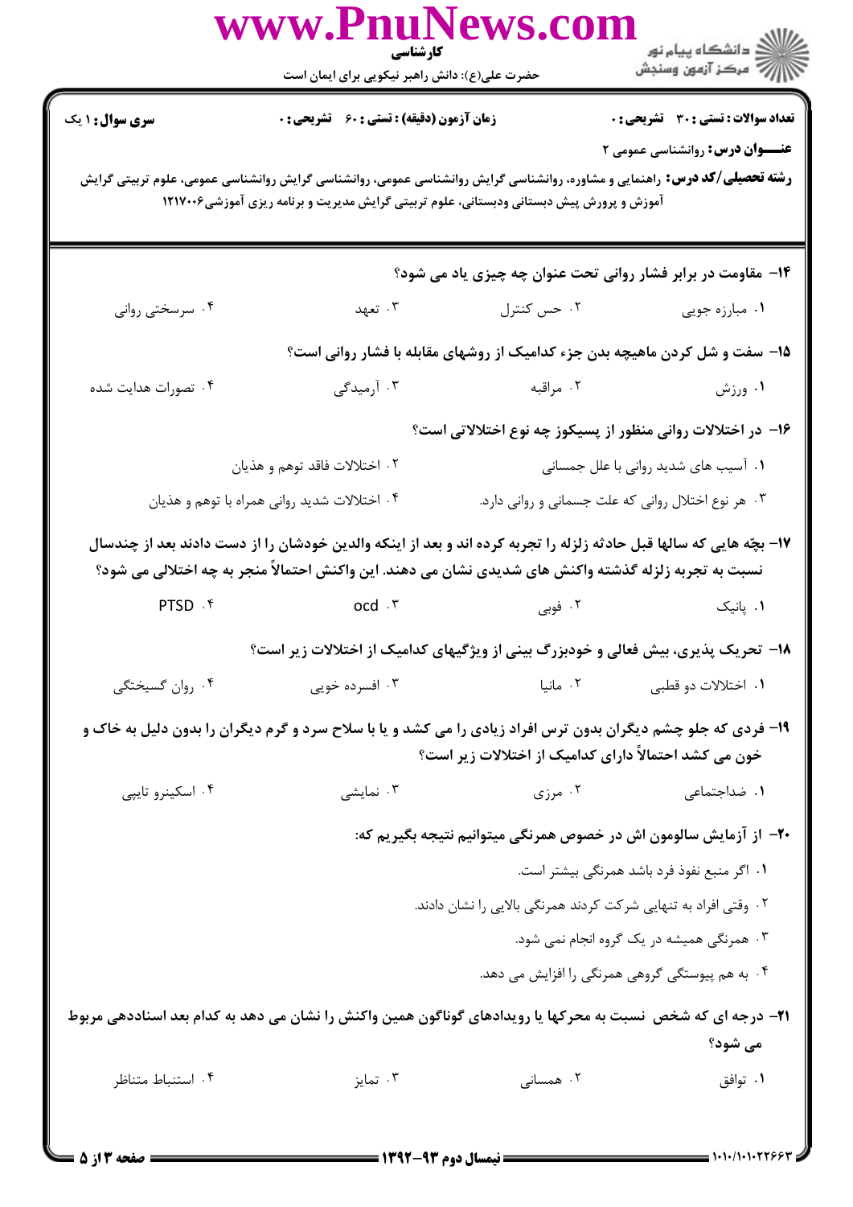۱۴- مقاومت در برابر فشار روانی تحت عنوان چه چیزی یاد می شود؟

۱. مبارزه جویی
۲. حس کنترل
۳. تعهد
۴. سرسختی روانی

۱۵- سفت و شل کردن ماهیچه بدن جزء کدامیک از روشهای مقابله با فشار روانی است؟

۱. ورزش
۲. مراقبه
۳. آرمیدگی
۴. تصورات هدایت شده

۱۶- در اختلالات روانی منظور از پسیکوز چه نوع اختلالاتی است؟

۱. آسیب های شدید روانی با علل جسمانی
۲. اختلالات فاقد توهم و هذیان
۳. هر نوع اختلال روانی که علت جسمانی و روانی دارد.
۴. اختلالات شدید روانی همراه با توهم و هذیان

۱۷- بچّه هایی که سالها قبل حادثه زلزله را تجربه کرده اند و بعد از اینکه والدین خودشان را از دست دادند بعد از چندسال نسبت به تجربه زلزله گذشته واکنش های شدیدی نشان می دهند. این واکنش احتمالاً منجر به چه اختلالی می شود؟

۱. پانیک
۲. فوبی
۳. ocd
۴. PTSD

۱۸- تحریک پذیری، بیش فعالی و خودبزرگ بینی از ویژگیهای کدامیک از اختلالات زیر است؟

۱. اختلالات دو قطبی
۲. مانیا
۳. افسرده خویی
۴. روان گسیختگی

۱۹- فردی که جلو چشم دیگران بدون ترس افراد زیادی را می کشد و یا با سلاح سرد و گرم دیگران را بدون دلیل به خاک و خون می کشد احتمالاً دارای کدامیک از اختلالات زیر است؟

۱. ضداجتماعی
۲. مرزی
۳. نمایشی
۴. اسکینرو تایپی

۲۰- از آزمایش سالومون اش در خصوص همرنگی میتوانیم نتیجه بگیریم که:

۱. اگر منبع نفوذ فرد باشد همرنگی بیشتر است.
۲. وقتی افراد به تنهایی شرکت کردند همرنگی بالایی را نشان دادند.
۳. همرنگی همیشه در یک گروه انجام نمی شود.
۴. به هم پیوستگی گروهی همرنگی را افزایش می دهد.

۲۱- درجه ای که شخص نسبت به محرکها یا رویدادهای گوناگون همین واکنش را نشان می دهد به کدام بعد اسناددهی مربوط می شود؟

۱. توافق
۲. همسانی
۳. تمایز
۴. استنباط متناظر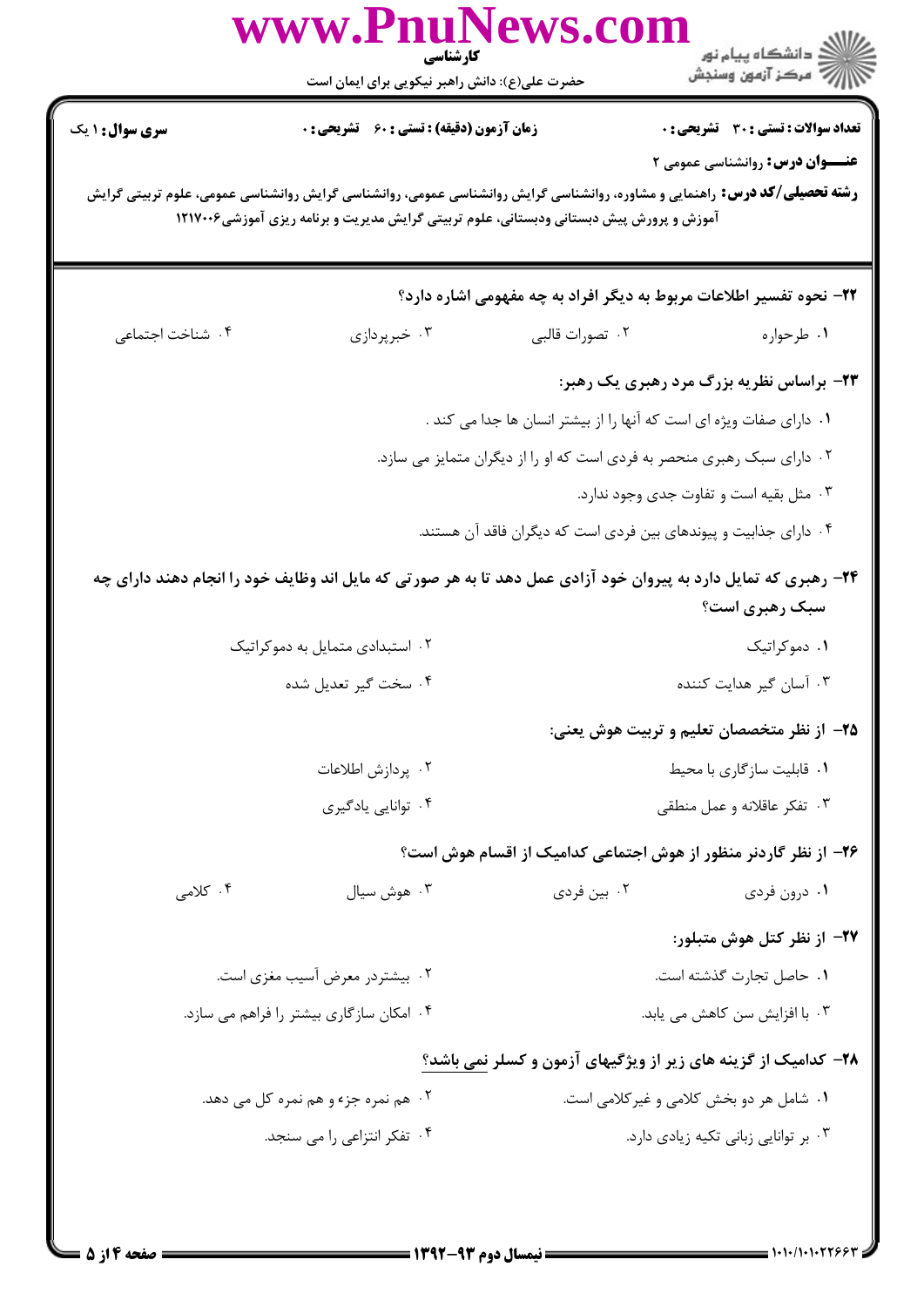**تعداد سوالات : تستی : ۳۰ تشریحی : ۰** | **زمان آزمون (دقیقه) : تستی : ۶۰ تشریحی : ۰** | **سری سوال : ۱ یک**

**عنـــوان درس:** روانشناسی عمومی ۲

**رشته تحصیلی/کد درس:** راهنمایی و مشاوره، روانشناسی گرایش روانشناسی عمومی، روانشناسی گرایش روانشناسی عمومی، علوم تربیتی گرایش آموزش و پرورش پیش دبستانی ودبستانی، علوم تربیتی گرایش مدیریت و برنامه ریزی آموزشی۱۲۱۷۰۰۶

**۲۲- نحوه تفسیر اطلاعات مربوط به دیگر افراد به چه مفهومی اشاره دارد؟**

۱. طرحواره
۲. تصورات قالبی
۳. خبرپردازی
۴. شناخت اجتماعی

**۲۳- براساس نظریه بزرگ مرد رهبری یک رهبر:**

۱. دارای صفات ویژه ای است که آنها را از بیشتر انسان ها جدا می کند .
۲. دارای سبک رهبری منحصر به فردی است که او را از دیگران متمایز می سازد.
۳. مثل بقیه است و تفاوت جدی وجود ندارد.
۴. دارای جذابیت و پیوندهای بین فردی است که دیگران فاقد آن هستند.

**۲۴- رهبری که تمایل دارد به پیروان خود آزادی عمل دهد تا به هر صورتی که مایل اند وظایف خود را انجام دهند دارای چه سبک رهبری است؟**

۱. دموکراتیک
۲. استبدادی متمایل به دموکراتیک
۳. آسان گیر هدایت کننده
۴. سخت گیر تعدیل شده

**۲۵- از نظر متخصصان تعلیم و تربیت هوش یعنی:**

۱. قابلیت سازگاری با محیط
۲. پردازش اطلاعات
۳. تفکر عاقلانه و عمل منطقی
۴. توانایی یادگیری

**۲۶- از نظر گاردنر منظور از هوش اجتماعی کدامیک از اقسام هوش است؟**

۱. درون فردی
۲. بین فردی
۳. هوش سیال
۴. کلامی

**۲۷- از نظر کتل هوش متبلور:**

۱. حاصل تجارت گذشته است.
۲. بیشتردر معرض آسیب مغزی است.
۳. با افزایش سن کاهش می یابد.
۴. امکان سازگاری بیشتر را فراهم می سازد.

**۲۸- کدامیک از گزینه های زیر از ویژگیهای آزمون و کسلر نمی باشد؟**

۱. شامل هر دو بخش کلامی و غیرکلامی است.
۲. هم نمره جزء و هم نمره کل می دهد.
۳. بر توانایی زبانی تکیه زیادی دارد.
۴. تفکر انتزاعی را می سنجد.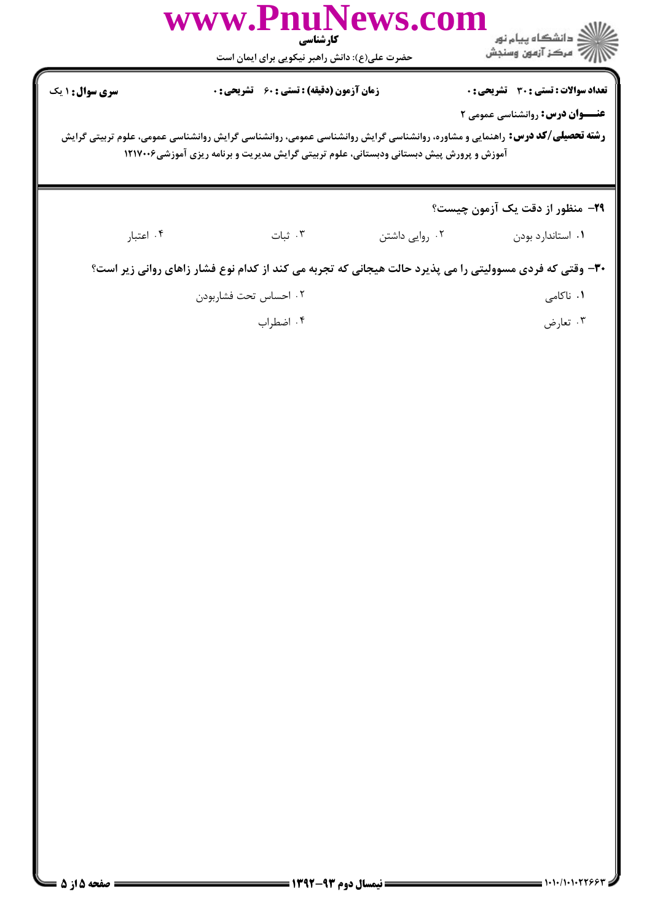**۲۹- منظور از دقت یک آزمون چیست؟**

۱. استاندارد بودن

۲. روایی داشتن

۳. ثبات

۴. اعتبار

**۳۰- وقتی که فردی مسوولیتی را می پذیرد حالت هیجانی که تجربه می کند از کدام نوع فشار زاهای روانی زیر است؟**

۱. ناکامی

۲. احساس تحت فشاربودن

۳. تعارض

۴. اضطراب